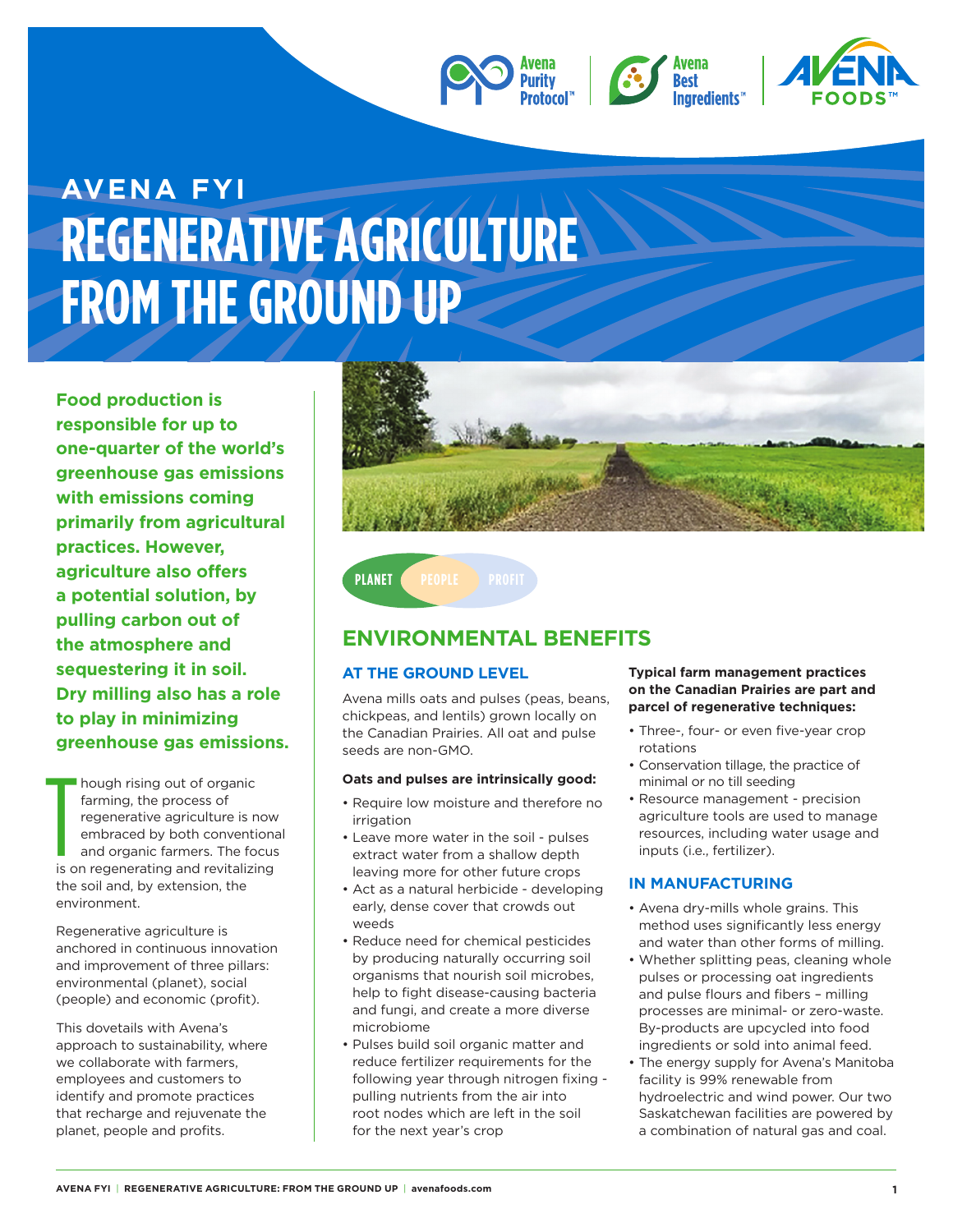AVENA FYI

# REGENERATIVE AGRICULTURE FROM THE GROUND UP

**Food production is responsible for up to one-quarter of the world's greenhouse gas emissions with emissions coming primarily from agricultural practices. However, agriculture also offers a potential solution, by pulling carbon out of the atmosphere and sequestering it in soil. Dry milling also has a role to play in minimizing greenhouse gas emissions.**

Though rising out of organic farming, the process of regenerative agriculture is now embraced by both conventional and organic farmers. The focus is on regenerating and revitalizing the soil and, by extension, the environment.

Regenerative agriculture is anchored in continuous innovation and improvement of three pillars: environmental (planet), social (people) and economic (profit).

This dovetails with Avena's approach to sustainability, where we collaborate with farmers, employees and customers to identify and promote practices that recharge and rejuvenate the planet, people and profits.

PLANET PEOPLE PROFIT

## ENVIRONMENTAL BENEFITS

### AT THE GROUND LEVEL

Avena mills oats and pulses (peas, beans, chickpeas, and lentils) grown locally on the Canadian Prairies. All oat and pulse seeds are non-GMO.

**Oats and pulses are intrinsically good:**

- Require low moisture and therefore no irrigation
- Leave more water in the soil - pulses extract water from a shallow depth leaving more for other future crops
- Act as a natural herbicide - developing early, dense cover that crowds out weeds
- Reduce need for chemical pesticides by producing naturally occurring soil organisms that nourish soil microbes, help to fight disease-causing bacteria and fungi, and create a more diverse microbiome
- Pulses build soil organic matter and reduce fertilizer requirements for the following year through nitrogen fixing - pulling nutrients from the air into root nodes which are left in the soil for the next year's crop

**Typical farm management practices on the Canadian Prairies are part and parcel of regenerative techniques:**

- Three-, four- or even five-year crop rotations
- Conservation tillage, the practice of minimal or no till seeding
- Resource management - precision agriculture tools are used to manage resources, including water usage and inputs (i.e., fertilizer).

### IN MANUFACTURING

- Avena dry-mills whole grains. This method uses significantly less energy and water than other forms of milling.
- Whether splitting peas, cleaning whole pulses or processing oat ingredients and pulse flours and fibers – milling processes are minimal- or zero-waste. By-products are upcycled into food ingredients or sold into animal feed.
- The energy supply for Avena's Manitoba facility is 99% renewable from hydroelectric and wind power. Our two Saskatchewan facilities are powered by a combination of natural gas and coal.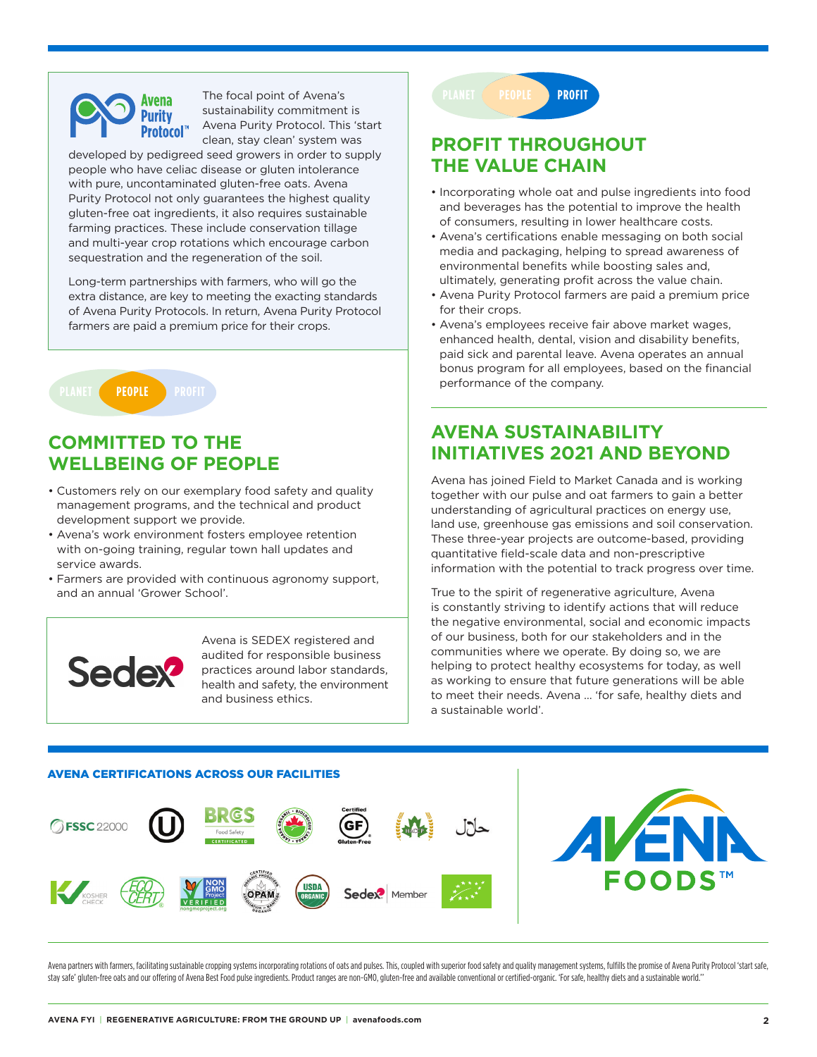The focal point of Avena's sustainability commitment is Avena Purity Protocol. This 'start clean, stay clean' system was developed by pedigreed seed growers in order to supply people who have celiac disease or gluten intolerance with pure, uncontaminated gluten-free oats. Avena Purity Protocol not only guarantees the highest quality gluten-free oat ingredients, it also requires sustainable farming practices. These include conservation tillage and multi-year crop rotations which encourage carbon sequestration and the regeneration of the soil.

Long-term partnerships with farmers, who will go the extra distance, are key to meeting the exacting standards of Avena Purity Protocols. In return, Avena Purity Protocol farmers are paid a premium price for their crops.

PLANET PEOPLE PROFIT

## COMMITTED TO THE WELLBEING OF PEOPLE

- Customers rely on our exemplary food safety and quality management programs, and the technical and product development support we provide.
- Avena's work environment fosters employee retention with on-going training, regular town hall updates and service awards.
- Farmers are provided with continuous agronomy support, and an annual 'Grower School'.

Avena is SEDEX registered and audited for responsible business practices around labor standards, health and safety, the environment and business ethics.

PLANET PEOPLE PROFIT

## PROFIT THROUGHOUT THE VALUE CHAIN

- Incorporating whole oat and pulse ingredients into food and beverages has the potential to improve the health of consumers, resulting in lower healthcare costs.
- Avena's certifications enable messaging on both social media and packaging, helping to spread awareness of environmental benefits while boosting sales and, ultimately, generating profit across the value chain.
- Avena Purity Protocol farmers are paid a premium price for their crops.
- Avena's employees receive fair above market wages, enhanced health, dental, vision and disability benefits, paid sick and parental leave. Avena operates an annual bonus program for all employees, based on the financial performance of the company.

## AVENA SUSTAINABILITY INITIATIVES 2021 AND BEYOND

Avena has joined Field to Market Canada and is working together with our pulse and oat farmers to gain a better understanding of agricultural practices on energy use, land use, greenhouse gas emissions and soil conservation. These three-year projects are outcome-based, providing quantitative field-scale data and non-prescriptive information with the potential to track progress over time.

True to the spirit of regenerative agriculture, Avena is constantly striving to identify actions that will reduce the negative environmental, social and economic impacts of our business, both for our stakeholders and in the communities where we operate. By doing so, we are helping to protect healthy ecosystems for today, as well as working to ensure that future generations will be able to meet their needs. Avena … 'for safe, healthy diets and a sustainable world'.

### AVENA CERTIFICATIONS ACROSS OUR FACILITIES

FSSC 22000 · BRCGS Food Safety Certificated · Canada Organic · Certified Gluten-Free · حلال · Kosher Check · ECOCERT · Non GMO Project Verified · OPAM · USDA Organic · Sedex Member

AVENA FOODS™

Avena partners with farmers, facilitating sustainable cropping systems incorporating rotations of oats and pulses. This, coupled with superior food safety and quality management systems, fulfills the promise of Avena Purity Protocol 'start safe, stay safe' gluten-free oats and our offering of Avena Best Food pulse ingredients. Product ranges are non-GMO, gluten-free and available conventional or certified-organic. 'For safe, healthy diets and a sustainable world.'